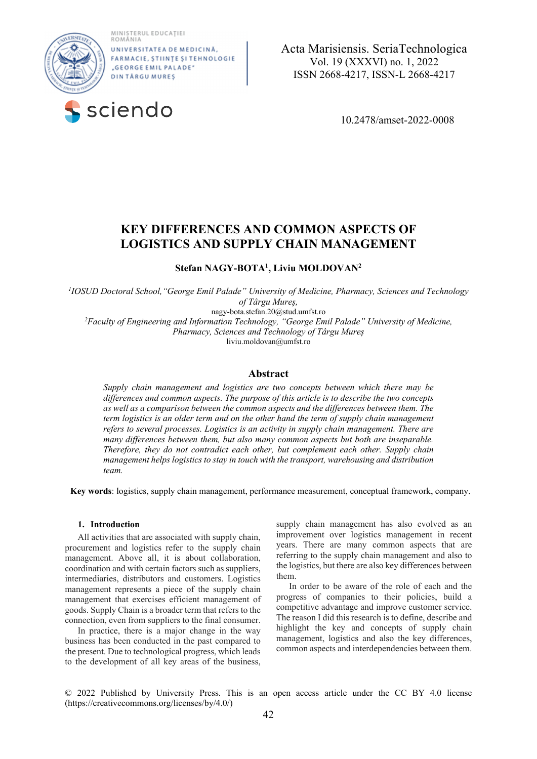# KEY DIFFERENCES AND COMMON ASPECTS OF LOGISTICS AND SUPPLY CHAIN MANAGEMENT

**Stefan NAGY-BOTA[1], Liviu MOLDOVAN[2]**

[1]*IOSUD Doctoral School,"George Emil Palade" University of Medicine, Pharmacy, Sciences and Technology of Târgu Mureș,*
nagy-bota.stefan.20@stud.umfst.ro
[2]*Faculty of Engineering and Information Technology, "George Emil Palade" University of Medicine, Pharmacy, Sciences and Technology of Târgu Mureș*
liviu.moldovan@umfst.ro

## Abstract

*Supply chain management and logistics are two concepts between which there may be differences and common aspects. The purpose of this article is to describe the two concepts as well as a comparison between the common aspects and the differences between them. The term logistics is an older term and on the other hand the term of supply chain management refers to several processes. Logistics is an activity in supply chain management. There are many differences between them, but also many common aspects but both are inseparable. Therefore, they do not contradict each other, but complement each other. Supply chain management helps logistics to stay in touch with the transport, warehousing and distribution team.*

**Key words**: logistics, supply chain management, performance measurement, conceptual framework, company.

## 1. Introduction

All activities that are associated with supply chain, procurement and logistics refer to the supply chain management. Above all, it is about collaboration, coordination and with certain factors such as suppliers, intermediaries, distributors and customers. Logistics management represents a piece of the supply chain management that exercises efficient management of goods. Supply Chain is a broader term that refers to the connection, even from suppliers to the final consumer.

In practice, there is a major change in the way business has been conducted in the past compared to the present. Due to technological progress, which leads to the development of all key areas of the business, supply chain management has also evolved as an improvement over logistics management in recent years. There are many common aspects that are referring to the supply chain management and also to the logistics, but there are also key differences between them.

In order to be aware of the role of each and the progress of companies to their policies, build a competitive advantage and improve customer service. The reason I did this research is to define, describe and highlight the key and concepts of supply chain management, logistics and also the key differences, common aspects and interdependencies between them.

© 2022 Published by University Press. This is an open access article under the CC BY 4.0 license (https://creativecommons.org/licenses/by/4.0/)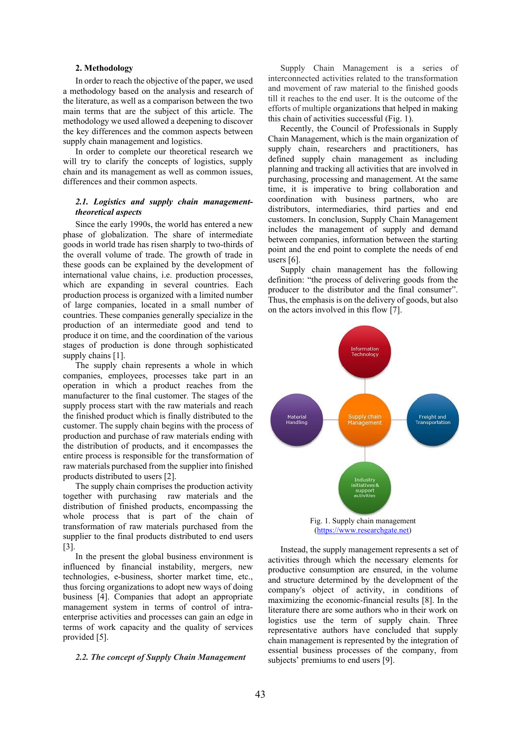## 2. Methodology

In order to reach the objective of the paper, we used a methodology based on the analysis and research of the literature, as well as a comparison between the two main terms that are the subject of this article. The methodology we used allowed a deepening to discover the key differences and the common aspects between supply chain management and logistics.

In order to complete our theoretical research we will try to clarify the concepts of logistics, supply chain and its management as well as common issues, differences and their common aspects.

### *2.1. Logistics and supply chain management-theoretical aspects*

Since the early 1990s, the world has entered a new phase of globalization. The share of intermediate goods in world trade has risen sharply to two-thirds of the overall volume of trade. The growth of trade in these goods can be explained by the development of international value chains, i.e. production processes, which are expanding in several countries. Each production process is organized with a limited number of large companies, located in a small number of countries. These companies generally specialize in the production of an intermediate good and tend to produce it on time, and the coordination of the various stages of production is done through sophisticated supply chains [1].

The supply chain represents a whole in which companies, employees, processes take part in an operation in which a product reaches from the manufacturer to the final customer. The stages of the supply process start with the raw materials and reach the finished product which is finally distributed to the customer. The supply chain begins with the process of production and purchase of raw materials ending with the distribution of products, and it encompasses the entire process is responsible for the transformation of raw materials purchased from the supplier into finished products distributed to users [2].

The supply chain comprises the production activity together with purchasing raw materials and the distribution of finished products, encompassing the whole process that is part of the chain of transformation of raw materials purchased from the supplier to the final products distributed to end users [3].

In the present the global business environment is influenced by financial instability, mergers, new technologies, e-business, shorter market time, etc., thus forcing organizations to adopt new ways of doing business [4]. Companies that adopt an appropriate management system in terms of control of intra-enterprise activities and processes can gain an edge in terms of work capacity and the quality of services provided [5].

### *2.2. The concept of Supply Chain Management*

Supply Chain Management is a series of interconnected activities related to the transformation and movement of raw material to the finished goods till it reaches to the end user. It is the outcome of the efforts of multiple organizations that helped in making this chain of activities successful (Fig. 1).

Recently, the Council of Professionals in Supply Chain Management, which is the main organization of supply chain, researchers and practitioners, has defined supply chain management as including planning and tracking all activities that are involved in purchasing, processing and management. At the same time, it is imperative to bring collaboration and coordination with business partners, who are distributors, intermediaries, third parties and end customers. In conclusion, Supply Chain Management includes the management of supply and demand between companies, information between the starting point and the end point to complete the needs of end users [6].

Supply chain management has the following definition: "the process of delivering goods from the producer to the distributor and the final consumer". Thus, the emphasis is on the delivery of goods, but also on the actors involved in this flow [7].

Fig. 1. Supply chain management (https://www.researchgate.net)

Instead, the supply management represents a set of activities through which the necessary elements for productive consumption are ensured, in the volume and structure determined by the development of the company's object of activity, in conditions of maximizing the economic-financial results [8]. In the literature there are some authors who in their work on logistics use the term of supply chain. Three representative authors have concluded that supply chain management is represented by the integration of essential business processes of the company, from subjects' premiums to end users [9].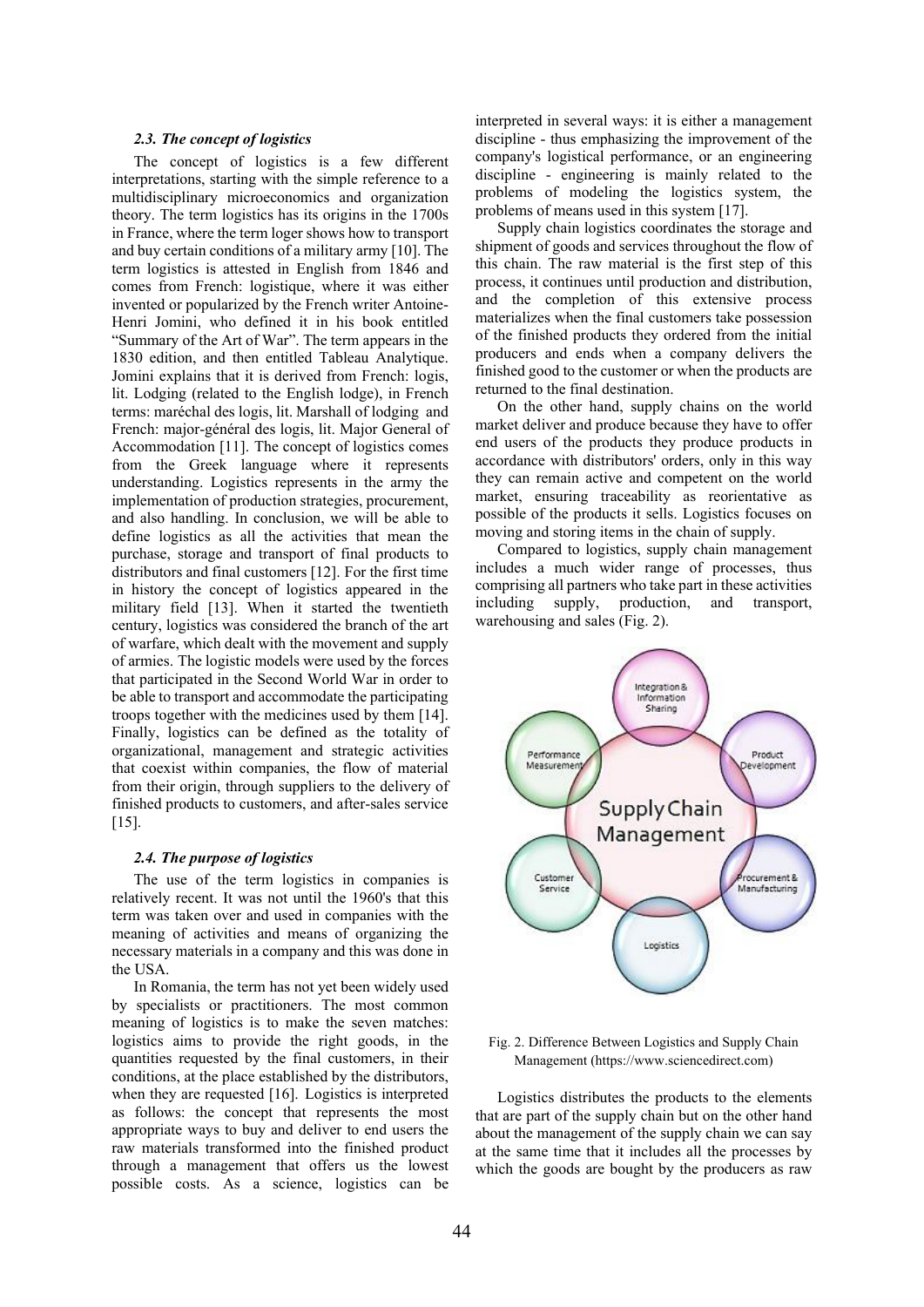### *2.3. The concept of logistics*

The concept of logistics is a few different interpretations, starting with the simple reference to a multidisciplinary microeconomics and organization theory. The term logistics has its origins in the 1700s in France, where the term loger shows how to transport and buy certain conditions of a military army [10]. The term logistics is attested in English from 1846 and comes from French: logistique, where it was either invented or popularized by the French writer Antoine-Henri Jomini, who defined it in his book entitled "Summary of the Art of War". The term appears in the 1830 edition, and then entitled Tableau Analytique. Jomini explains that it is derived from French: logis, lit. Lodging (related to the English lodge), in French terms: maréchal des logis, lit. Marshall of lodging and French: major-général des logis, lit. Major General of Accommodation [11]. The concept of logistics comes from the Greek language where it represents understanding. Logistics represents in the army the implementation of production strategies, procurement, and also handling. In conclusion, we will be able to define logistics as all the activities that mean the purchase, storage and transport of final products to distributors and final customers [12]. For the first time in history the concept of logistics appeared in the military field [13]. When it started the twentieth century, logistics was considered the branch of the art of warfare, which dealt with the movement and supply of armies. The logistic models were used by the forces that participated in the Second World War in order to be able to transport and accommodate the participating troops together with the medicines used by them [14]. Finally, logistics can be defined as the totality of organizational, management and strategic activities that coexist within companies, the flow of material from their origin, through suppliers to the delivery of finished products to customers, and after-sales service [15].

### *2.4. The purpose of logistics*

The use of the term logistics in companies is relatively recent. It was not until the 1960's that this term was taken over and used in companies with the meaning of activities and means of organizing the necessary materials in a company and this was done in the USA.

In Romania, the term has not yet been widely used by specialists or practitioners. The most common meaning of logistics is to make the seven matches: logistics aims to provide the right goods, in the quantities requested by the final customers, in their conditions, at the place established by the distributors, when they are requested [16]. Logistics is interpreted as follows: the concept that represents the most appropriate ways to buy and deliver to end users the raw materials transformed into the finished product through a management that offers us the lowest possible costs. As a science, logistics can be interpreted in several ways: it is either a management discipline - thus emphasizing the improvement of the company's logistical performance, or an engineering discipline - engineering is mainly related to the problems of modeling the logistics system, the problems of means used in this system [17].

Supply chain logistics coordinates the storage and shipment of goods and services throughout the flow of this chain. The raw material is the first step of this process, it continues until production and distribution, and the completion of this extensive process materializes when the final customers take possession of the finished products they ordered from the initial producers and ends when a company delivers the finished good to the customer or when the products are returned to the final destination.

On the other hand, supply chains on the world market deliver and produce because they have to offer end users of the products they produce products in accordance with distributors' orders, only in this way they can remain active and competent on the world market, ensuring traceability as reorientative as possible of the products it sells. Logistics focuses on moving and storing items in the chain of supply.

Compared to logistics, supply chain management includes a much wider range of processes, thus comprising all partners who take part in these activities including supply, production, and transport, warehousing and sales (Fig. 2).

Fig. 2. Difference Between Logistics and Supply Chain Management (https://www.sciencedirect.com)

Logistics distributes the products to the elements that are part of the supply chain but on the other hand about the management of the supply chain we can say at the same time that it includes all the processes by which the goods are bought by the producers as raw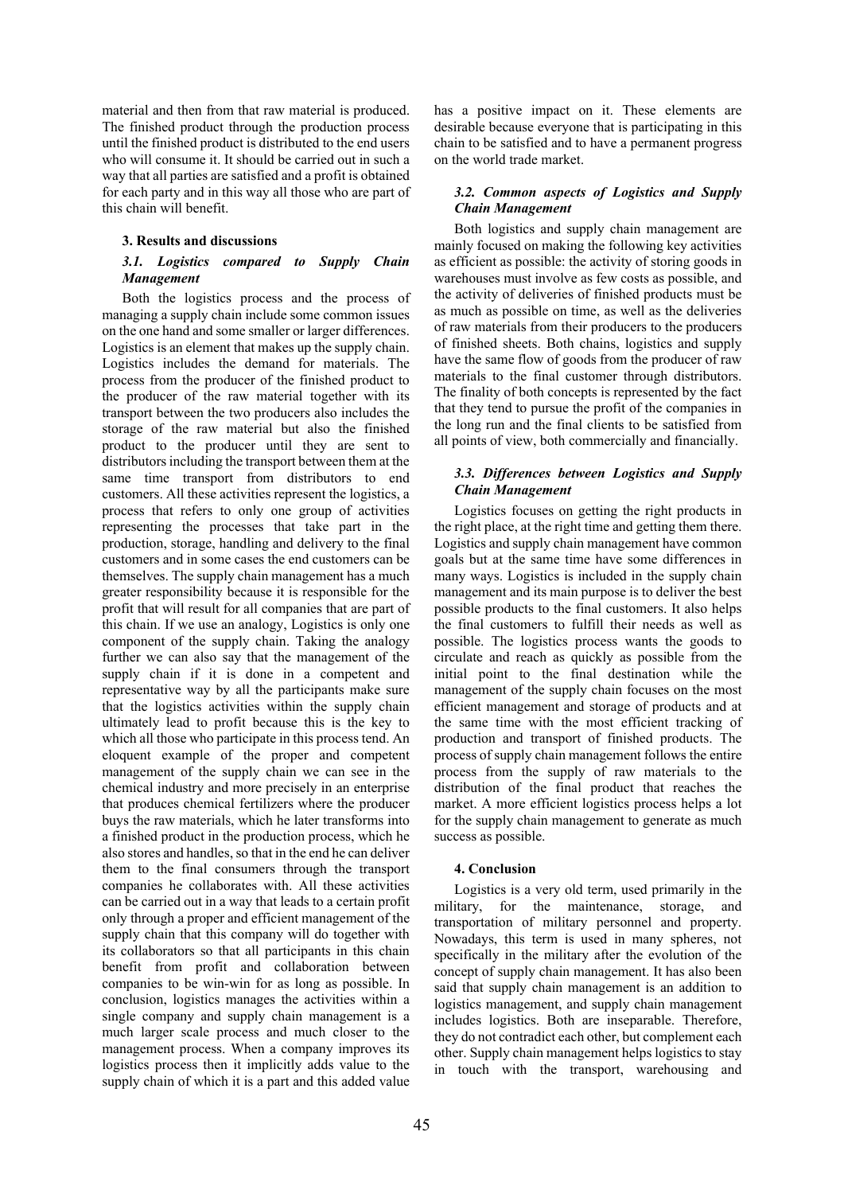material and then from that raw material is produced. The finished product through the production process until the finished product is distributed to the end users who will consume it. It should be carried out in such a way that all parties are satisfied and a profit is obtained for each party and in this way all those who are part of this chain will benefit.

## 3. Results and discussions

### *3.1. Logistics compared to Supply Chain Management*

Both the logistics process and the process of managing a supply chain include some common issues on the one hand and some smaller or larger differences. Logistics is an element that makes up the supply chain. Logistics includes the demand for materials. The process from the producer of the finished product to the producer of the raw material together with its transport between the two producers also includes the storage of the raw material but also the finished product to the producer until they are sent to distributors including the transport between them at the same time transport from distributors to end customers. All these activities represent the logistics, a process that refers to only one group of activities representing the processes that take part in the production, storage, handling and delivery to the final customers and in some cases the end customers can be themselves. The supply chain management has a much greater responsibility because it is responsible for the profit that will result for all companies that are part of this chain. If we use an analogy, Logistics is only one component of the supply chain. Taking the analogy further we can also say that the management of the supply chain if it is done in a competent and representative way by all the participants make sure that the logistics activities within the supply chain ultimately lead to profit because this is the key to which all those who participate in this process tend. An eloquent example of the proper and competent management of the supply chain we can see in the chemical industry and more precisely in an enterprise that produces chemical fertilizers where the producer buys the raw materials, which he later transforms into a finished product in the production process, which he also stores and handles, so that in the end he can deliver them to the final consumers through the transport companies he collaborates with. All these activities can be carried out in a way that leads to a certain profit only through a proper and efficient management of the supply chain that this company will do together with its collaborators so that all participants in this chain benefit from profit and collaboration between companies to be win-win for as long as possible. In conclusion, logistics manages the activities within a single company and supply chain management is a much larger scale process and much closer to the management process. When a company improves its logistics process then it implicitly adds value to the supply chain of which it is a part and this added value has a positive impact on it. These elements are desirable because everyone that is participating in this chain to be satisfied and to have a permanent progress on the world trade market.

### *3.2. Common aspects of Logistics and Supply Chain Management*

Both logistics and supply chain management are mainly focused on making the following key activities as efficient as possible: the activity of storing goods in warehouses must involve as few costs as possible, and the activity of deliveries of finished products must be as much as possible on time, as well as the deliveries of raw materials from their producers to the producers of finished sheets. Both chains, logistics and supply have the same flow of goods from the producer of raw materials to the final customer through distributors. The finality of both concepts is represented by the fact that they tend to pursue the profit of the companies in the long run and the final clients to be satisfied from all points of view, both commercially and financially.

### *3.3. Differences between Logistics and Supply Chain Management*

Logistics focuses on getting the right products in the right place, at the right time and getting them there. Logistics and supply chain management have common goals but at the same time have some differences in many ways. Logistics is included in the supply chain management and its main purpose is to deliver the best possible products to the final customers. It also helps the final customers to fulfill their needs as well as possible. The logistics process wants the goods to circulate and reach as quickly as possible from the initial point to the final destination while the management of the supply chain focuses on the most efficient management and storage of products and at the same time with the most efficient tracking of production and transport of finished products. The process of supply chain management follows the entire process from the supply of raw materials to the distribution of the final product that reaches the market. A more efficient logistics process helps a lot for the supply chain management to generate as much success as possible.

## 4. Conclusion

Logistics is a very old term, used primarily in the military, for the maintenance, storage, and transportation of military personnel and property. Nowadays, this term is used in many spheres, not specifically in the military after the evolution of the concept of supply chain management. It has also been said that supply chain management is an addition to logistics management, and supply chain management includes logistics. Both are inseparable. Therefore, they do not contradict each other, but complement each other. Supply chain management helps logistics to stay in touch with the transport, warehousing and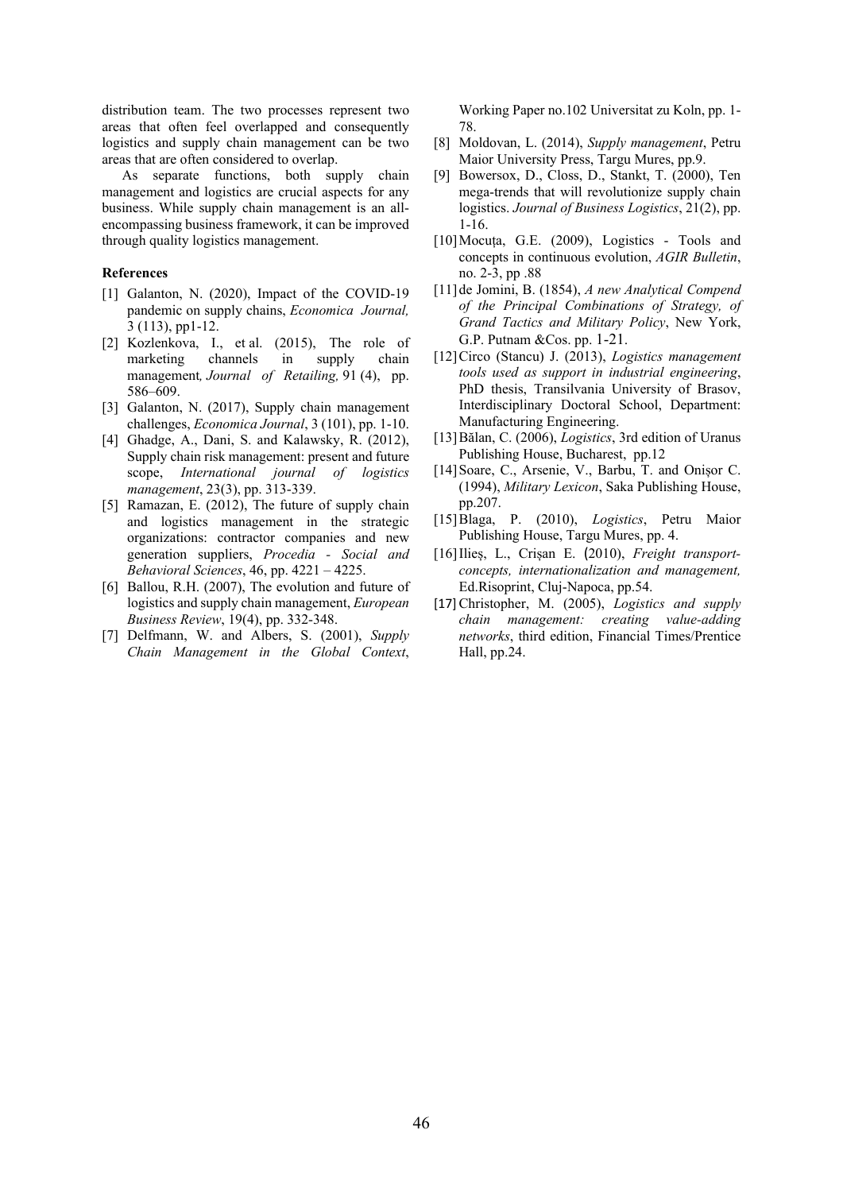distribution team. The two processes represent two areas that often feel overlapped and consequently logistics and supply chain management can be two areas that are often considered to overlap.

As separate functions, both supply chain management and logistics are crucial aspects for any business. While supply chain management is an all-encompassing business framework, it can be improved through quality logistics management.

**References**

[1] Galanton, N. (2020), Impact of the COVID-19 pandemic on supply chains, *Economica Journal,* 3 (113), pp1-12.

[2] Kozlenkova, I., et al. (2015), The role of marketing channels in supply chain management*, Journal of Retailing,* 91 (4), pp. 586–609.

[3] Galanton, N. (2017), Supply chain management challenges, *Economica Journal*, 3 (101), pp. 1-10.

[4] Ghadge, A., Dani, S. and Kalawsky, R. (2012), Supply chain risk management: present and future scope, *International journal of logistics management*, 23(3), pp. 313-339.

[5] Ramazan, E. (2012), The future of supply chain and logistics management in the strategic organizations: contractor companies and new generation suppliers, *Procedia - Social and Behavioral Sciences*, 46, pp. 4221 – 4225.

[6] Ballou, R.H. (2007), The evolution and future of logistics and supply chain management, *European Business Review*, 19(4), pp. 332-348.

[7] Delfmann, W. and Albers, S. (2001), *Supply Chain Management in the Global Context*, Working Paper no.102 Universitat zu Koln, pp. 1-78.

[8] Moldovan, L. (2014), *Supply management*, Petru Maior University Press, Targu Mures, pp.9.

[9] Bowersox, D., Closs, D., Stankt, T. (2000), Ten mega-trends that will revolutionize supply chain logistics. *Journal of Business Logistics*, 21(2), pp. 1-16.

[10] Mocuța, G.E. (2009), Logistics - Tools and concepts in continuous evolution, *AGIR Bulletin*, no. 2-3, pp .88

[11] de Jomini, B. (1854), *A new Analytical Compend of the Principal Combinations of Strategy, of Grand Tactics and Military Policy*, New York, G.P. Putnam &Cos. pp. 1-21.

[12] Circo (Stancu) J. (2013), *Logistics management tools used as support in industrial engineering*, PhD thesis, Transilvania University of Brasov, Interdisciplinary Doctoral School, Department: Manufacturing Engineering.

[13] Bălan, C. (2006), *Logistics*, 3rd edition of Uranus Publishing House, Bucharest, pp.12

[14] Soare, C., Arsenie, V., Barbu, T. and Onișor C. (1994), *Military Lexicon*, Saka Publishing House, pp.207.

[15] Blaga, P. (2010), *Logistics*, Petru Maior Publishing House, Targu Mures, pp. 4.

[16] Ilieș, L., Crișan E. (2010), *Freight transport-concepts, internationalization and management,* Ed.Risoprint, Cluj-Napoca, pp.54.

[17] Christopher, M. (2005), *Logistics and supply chain management: creating value-adding networks*, third edition, Financial Times/Prentice Hall, pp.24.